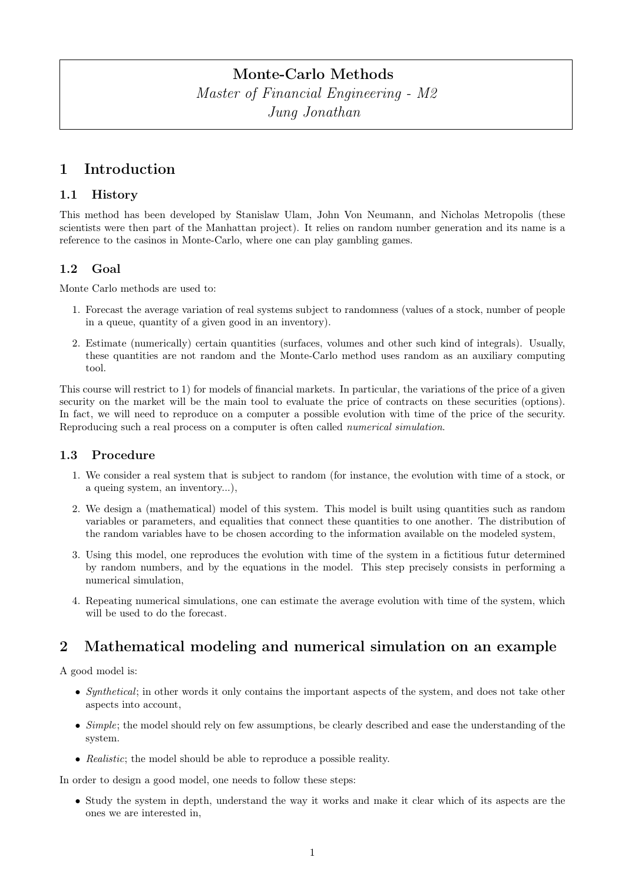# Monte-Carlo Methods

*Master of Financial Engineering - M2*

*Jung Jonathan*

## 1 Introduction

### 1.1 History

This method has been developed by Stanislaw Ulam, John Von Neumann, and Nicholas Metropolis (these scientists were then part of the Manhattan project). It relies on random number generation and its name is a reference to the casinos in Monte-Carlo, where one can play gambling games.

### 1.2 Goal

Monte Carlo methods are used to:

1. Forecast the average variation of real systems subject to randomness (values of a stock, number of people in a queue, quantity of a given good in an inventory).
2. Estimate (numerically) certain quantities (surfaces, volumes and other such kind of integrals). Usually, these quantities are not random and the Monte-Carlo method uses random as an auxiliary computing tool.

This course will restrict to 1) for models of financial markets. In particular, the variations of the price of a given security on the market will be the main tool to evaluate the price of contracts on these securities (options). In fact, we will need to reproduce on a computer a possible evolution with time of the price of the security. Reproducing such a real process on a computer is often called *numerical simulation*.

### 1.3 Procedure

1. We consider a real system that is subject to random (for instance, the evolution with time of a stock, or a queing system, an inventory...),
2. We design a (mathematical) model of this system. This model is built using quantities such as random variables or parameters, and equalities that connect these quantities to one another. The distribution of the random variables have to be chosen according to the information available on the modeled system,
3. Using this model, one reproduces the evolution with time of the system in a fictitious futur determined by random numbers, and by the equations in the model. This step precisely consists in performing a numerical simulation,
4. Repeating numerical simulations, one can estimate the average evolution with time of the system, which will be used to do the forecast.

## 2 Mathematical modeling and numerical simulation on an example

A good model is:

- *Synthetical*; in other words it only contains the important aspects of the system, and does not take other aspects into account,
- *Simple*; the model should rely on few assumptions, be clearly described and ease the understanding of the system.
- *Realistic*; the model should be able to reproduce a possible reality.

In order to design a good model, one needs to follow these steps:

- Study the system in depth, understand the way it works and make it clear which of its aspects are the ones we are interested in,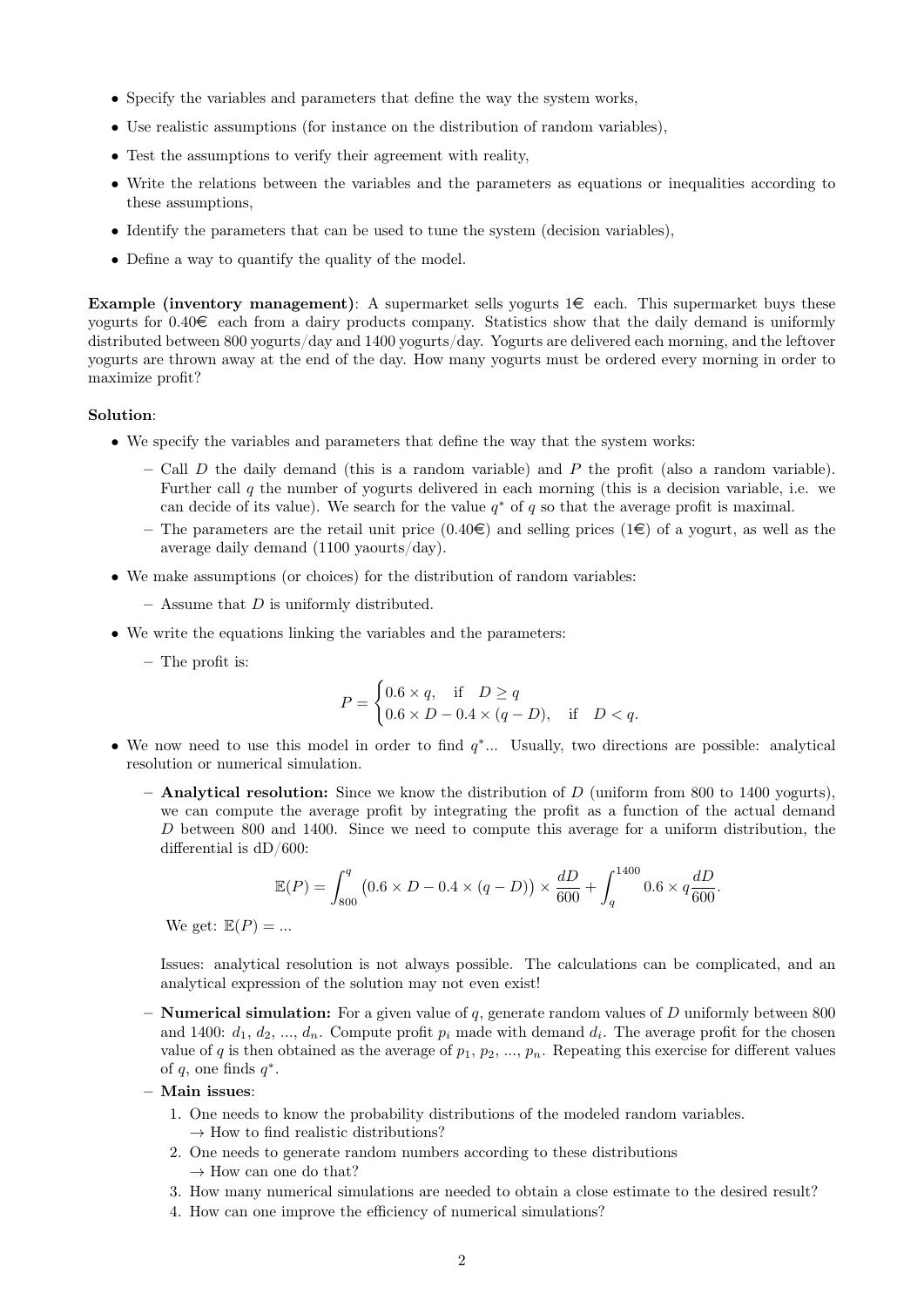- Specify the variables and parameters that define the way the system works,
- Use realistic assumptions (for instance on the distribution of random variables),
- Test the assumptions to verify their agreement with reality,
- Write the relations between the variables and the parameters as equations or inequalities according to these assumptions,
- Identify the parameters that can be used to tune the system (decision variables),
- Define a way to quantify the quality of the model.

**Example (inventory management)**: A supermarket sells yogurts 1€ each. This supermarket buys these yogurts for 0.40€ each from a dairy products company. Statistics show that the daily demand is uniformly distributed between 800 yogurts/day and 1400 yogurts/day. Yogurts are delivered each morning, and the leftover yogurts are thrown away at the end of the day. How many yogurts must be ordered every morning in order to maximize profit?

**Solution**:

- We specify the variables and parameters that define the way that the system works:
  - Call $D$ the daily demand (this is a random variable) and $P$ the profit (also a random variable). Further call $q$ the number of yogurts delivered in each morning (this is a decision variable, i.e. we can decide of its value). We search for the value $q^*$ of $q$ so that the average profit is maximal.
  - The parameters are the retail unit price (0.40€) and selling prices (1€) of a yogurt, as well as the average daily demand (1100 yaourts/day).
- We make assumptions (or choices) for the distribution of random variables:
  - Assume that $D$ is uniformly distributed.
- We write the equations linking the variables and the parameters:
  - The profit is:

$$P = \begin{cases} 0.6 \times q, & \text{if} \quad D \geq q \\ 0.6 \times D - 0.4 \times (q - D), & \text{if} \quad D < q. \end{cases}$$

- We now need to use this model in order to find $q^*$... Usually, two directions are possible: analytical resolution or numerical simulation.
  - **Analytical resolution:** Since we know the distribution of $D$ (uniform from 800 to 1400 yogurts), we can compute the average profit by integrating the profit as a function of the actual demand $D$ between 800 and 1400. Since we need to compute this average for a uniform distribution, the differential is dD/600:

$$\mathbb{E}(P) = \int_{800}^{q} \big(0.6 \times D - 0.4 \times (q - D)\big) \times \frac{dD}{600} + \int_{q}^{1400} 0.6 \times q \frac{dD}{600}.$$

    We get: $\mathbb{E}(P) = ...$

    Issues: analytical resolution is not always possible. The calculations can be complicated, and an analytical expression of the solution may not even exist!

  - **Numerical simulation:** For a given value of $q$, generate random values of $D$ uniformly between 800 and 1400: $d_1$, $d_2$, ..., $d_n$. Compute profit $p_i$ made with demand $d_i$. The average profit for the chosen value of $q$ is then obtained as the average of $p_1$, $p_2$, ..., $p_n$. Repeating this exercise for different values of $q$, one finds $q^*$.
  - **Main issues**:
    1. One needs to know the probability distributions of the modeled random variables.
       → How to find realistic distributions?
    2. One needs to generate random numbers according to these distributions
       → How can one do that?
    3. How many numerical simulations are needed to obtain a close estimate to the desired result?
    4. How can one improve the efficiency of numerical simulations?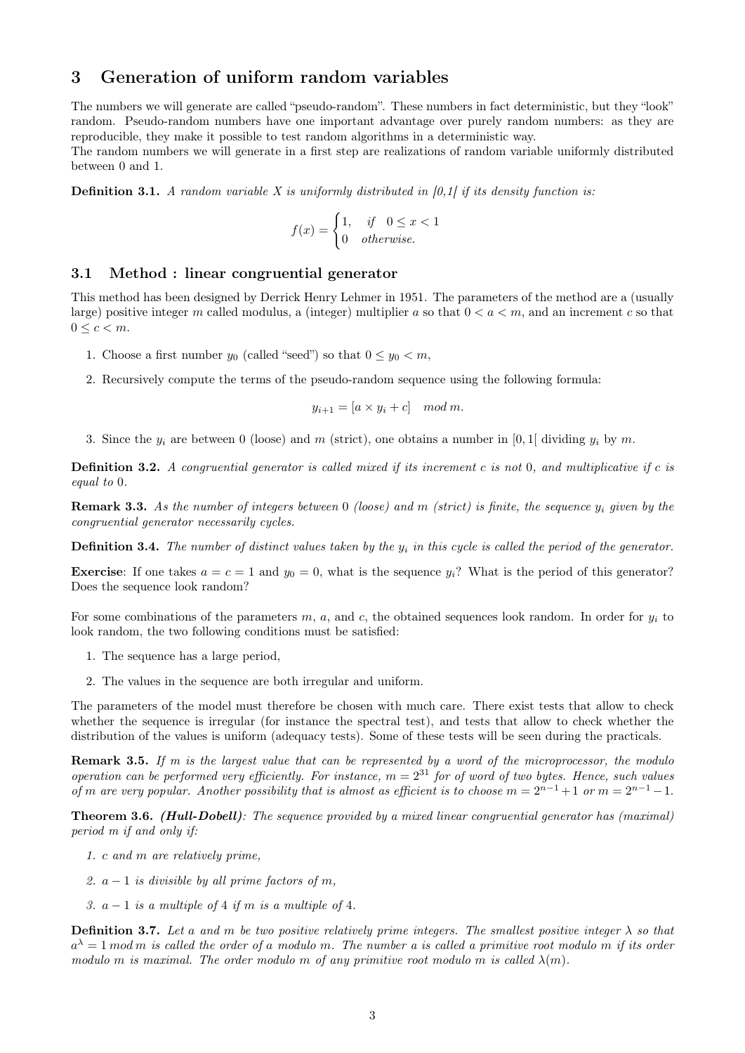# 3 Generation of uniform random variables

The numbers we will generate are called "pseudo-random". These numbers in fact deterministic, but they "look" random. Pseudo-random numbers have one important advantage over purely random numbers: as they are reproducible, they make it possible to test random algorithms in a deterministic way.
The random numbers we will generate in a first step are realizations of random variable uniformly distributed between 0 and 1.

**Definition 3.1.** *A random variable X is uniformly distributed in [0,1[ if its density function is:*

$$f(x) = \begin{cases} 1, & \text{if } \quad 0 \leq x < 1 \\ 0 & \text{otherwise.} \end{cases}$$

## 3.1 Method : linear congruential generator

This method has been designed by Derrick Henry Lehmer in 1951. The parameters of the method are a (usually large) positive integer $m$ called modulus, a (integer) multiplier $a$ so that $0 < a < m$, and an increment $c$ so that $0 \leq c < m$.

1. Choose a first number $y_0$ (called "seed") so that $0 \leq y_0 < m$,
2. Recursively compute the terms of the pseudo-random sequence using the following formula:

$$y_{i+1} = [a \times y_i + c] \quad mod\, m.$$

3. Since the $y_i$ are between 0 (loose) and $m$ (strict), one obtains a number in $[0, 1[$ dividing $y_i$ by $m$.

**Definition 3.2.** *A congruential generator is called mixed if its increment c is not* 0*, and multiplicative if c is equal to* 0*.*

**Remark 3.3.** *As the number of integers between* 0 *(loose) and m (strict) is finite, the sequence $y_i$ given by the congruential generator necessarily cycles.*

**Definition 3.4.** *The number of distinct values taken by the $y_i$ in this cycle is called the period of the generator.*

**Exercise**: If one takes $a = c = 1$ and $y_0 = 0$, what is the sequence $y_i$? What is the period of this generator? Does the sequence look random?

For some combinations of the parameters $m$, $a$, and $c$, the obtained sequences look random. In order for $y_i$ to look random, the two following conditions must be satisfied:

1. The sequence has a large period,
2. The values in the sequence are both irregular and uniform.

The parameters of the model must therefore be chosen with much care. There exist tests that allow to check whether the sequence is irregular (for instance the spectral test), and tests that allow to check whether the distribution of the values is uniform (adequacy tests). Some of these tests will be seen during the practicals.

**Remark 3.5.** *If m is the largest value that can be represented by a word of the microprocessor, the modulo operation can be performed very efficiently. For instance, $m = 2^{31}$ for of word of two bytes. Hence, such values of m are very popular. Another possibility that is almost as efficient is to choose $m = 2^{n-1}+1$ or $m = 2^{n-1}-1$.*

**Theorem 3.6.** ***(Hull-Dobell)****: The sequence provided by a mixed linear congruential generator has (maximal) period m if and only if:*

1. *c and m are relatively prime,*
2. *$a - 1$ is divisible by all prime factors of m,*
3. *$a - 1$ is a multiple of 4 if m is a multiple of 4.*

**Definition 3.7.** *Let a and m be two positive relatively prime integers. The smallest positive integer $\lambda$ so that $a^{\lambda} = 1 \, mod\, m$ is called the order of a modulo m. The number a is called a primitive root modulo m if its order modulo m is maximal. The order modulo m of any primitive root modulo m is called $\lambda(m)$.*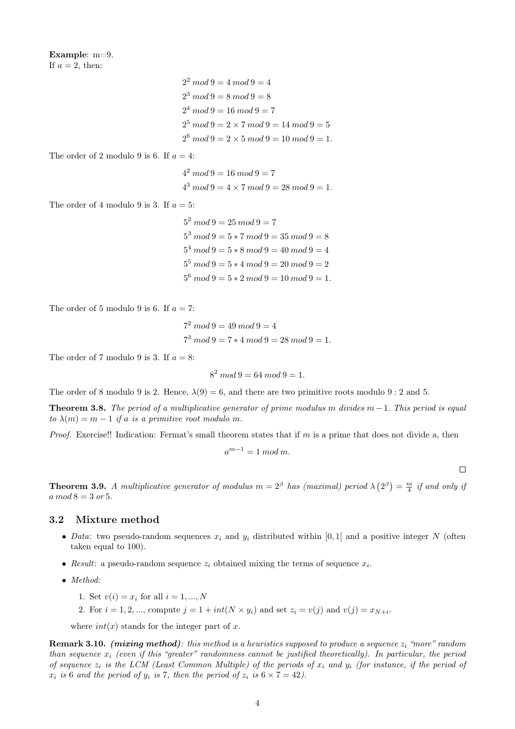**Example**: m=9.
If $a = 2$, then:

$$2^2 \, mod \, 9 = 4 \, mod \, 9 = 4$$
$$2^3 \, mod \, 9 = 8 \, mod \, 9 = 8$$
$$2^4 \, mod \, 9 = 16 \, mod \, 9 = 7$$
$$2^5 \, mod \, 9 = 2 \times 7 \, mod \, 9 = 14 \, mod \, 9 = 5$$
$$2^6 \, mod \, 9 = 2 \times 5 \, mod \, 9 = 10 \, mod \, 9 = 1.$$

The order of 2 modulo 9 is 6. If $a = 4$:

$$4^2 \, mod \, 9 = 16 \, mod \, 9 = 7$$
$$4^3 \, mod \, 9 = 4 \times 7 \, mod \, 9 = 28 \, mod \, 9 = 1.$$

The order of 4 modulo 9 is 3. If $a = 5$:

$$5^2 \, mod \, 9 = 25 \, mod \, 9 = 7$$
$$5^3 \, mod \, 9 = 5 * 7 \, mod \, 9 = 35 \, mod \, 9 = 8$$
$$5^4 \, mod \, 9 = 5 * 8 \, mod \, 9 = 40 \, mod \, 9 = 4$$
$$5^5 \, mod \, 9 = 5 * 4 \, mod \, 9 = 20 \, mod \, 9 = 2$$
$$5^6 \, mod \, 9 = 5 * 2 \, mod \, 9 = 10 \, mod \, 9 = 1.$$

The order of 5 modulo 9 is 6. If $a = 7$:

$$7^2 \, mod \, 9 = 49 \, mod \, 9 = 4$$
$$7^3 \, mod \, 9 = 7 * 4 \, mod \, 9 = 28 \, mod \, 9 = 1.$$

The order of 7 modulo 9 is 3. If $a = 8$:

$$8^2 \, mod \, 9 = 64 \, mod \, 9 = 1.$$

The order of 8 modulo 9 is 2. Hence, $\lambda(9) = 6$, and there are two primitive roots modulo $9 : 2$ and 5.

**Theorem 3.8.** *The period of a multiplicative generator of prime modulus $m$ divides $m - 1$. This period is equal to $\lambda(m) = m - 1$ if $a$ is a primitive root modulo $m$.*

*Proof.* Exercise!! Indication: Fermat's small theorem states that if $m$ is a prime that does not divide a, then

$$a^{m-1} = 1 \, mod \, m.$$

□

**Theorem 3.9.** *A multiplicative generator of modulus $m = 2^\beta$ has (maximal) period $\lambda\left(2^\beta\right) = \frac{m}{4}$ if and only if $a \, mod \, 8 = 3 \; or \, 5$.*

## 3.2 Mixture method

- *Data*: two pseudo-random sequences $x_i$ and $y_i$ distributed within $[0, 1[$ and a positive integer $N$ (often taken equal to 100).
- *Result*: a pseudo-random sequence $z_i$ obtained mixing the terms of sequence $x_i$.
- *Method:*
  1. Set $v(i) = x_i$ for all $i = 1, ..., N$
  2. For $i = 1, 2, ...$, compute $j = 1 + int(N \times y_i)$ and set $z_i = v(j)$ and $v(j) = x_{N+i}$.

  where $int(x)$ stands for the integer part of $x$.

**Remark 3.10.** ***(mixing method)**: this method is a heuristics supposed to produce a sequence $z_i$ "more" random than sequence $x_i$ (even if this "greater" randomness cannot be justified theoretically). In particular, the period of sequence $z_i$ is the LCM (Least Common Multiple) of the periods of $x_i$ and $y_i$ (for instance, if the period of $x_i$ is 6 and the period of $y_i$ is 7, then the period of $z_i$ is $6 \times 7 = 42$).*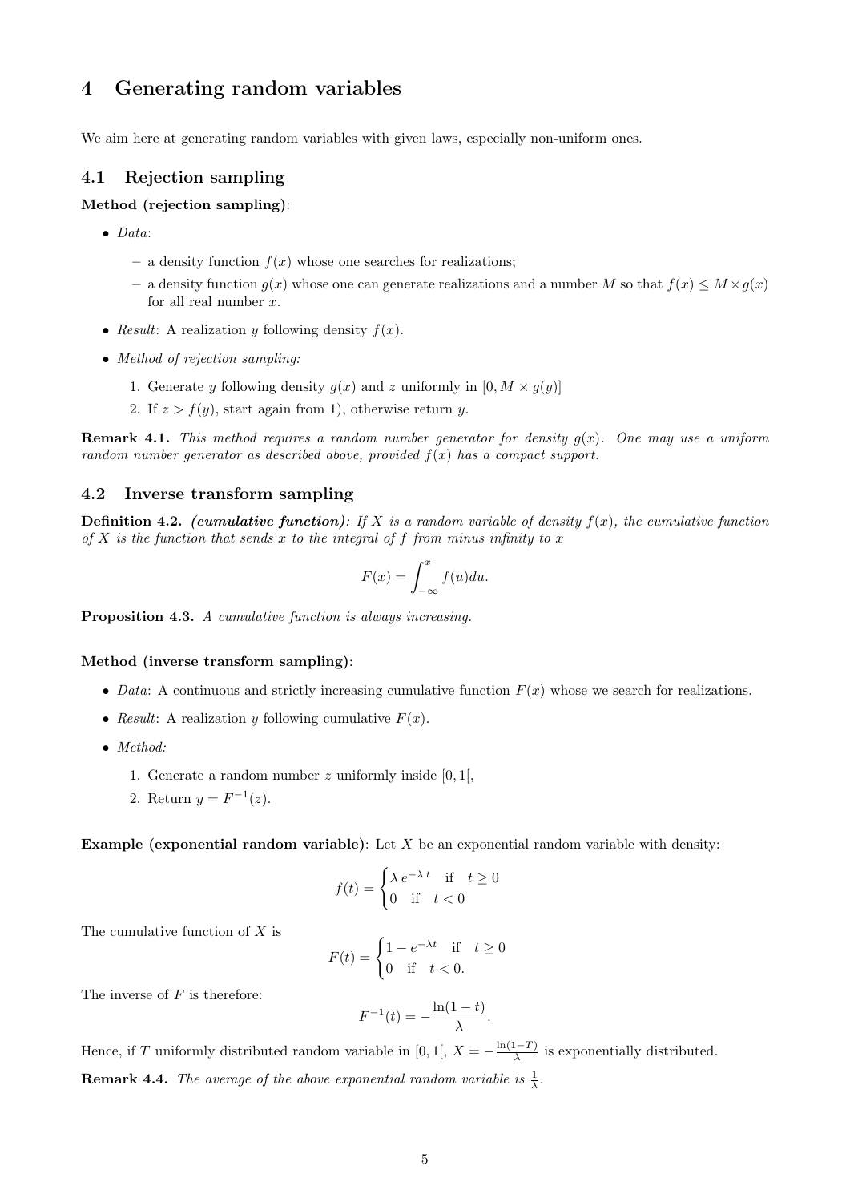# 4 Generating random variables

We aim here at generating random variables with given laws, especially non-uniform ones.

## 4.1 Rejection sampling

**Method (rejection sampling)**:

- *Data*:
  - a density function $f(x)$ whose one searches for realizations;
  - a density function $g(x)$ whose one can generate realizations and a number $M$ so that $f(x) \leq M \times g(x)$ for all real number $x$.
- *Result*: A realization $y$ following density $f(x)$.
- *Method of rejection sampling:*
  1. Generate $y$ following density $g(x)$ and $z$ uniformly in $[0, M \times g(y)]$
  2. If $z > f(y)$, start again from 1), otherwise return $y$.

**Remark 4.1.** *This method requires a random number generator for density $g(x)$. One may use a uniform random number generator as described above, provided $f(x)$ has a compact support.*

## 4.2 Inverse transform sampling

**Definition 4.2.** ***(cumulative function)**: If $X$ is a random variable of density $f(x)$, the cumulative function of $X$ is the function that sends $x$ to the integral of $f$ from minus infinity to $x$*

$$F(x) = \int_{-\infty}^{x} f(u)du.$$

**Proposition 4.3.** *A cumulative function is always increasing.*

**Method (inverse transform sampling)**:

- *Data*: A continuous and strictly increasing cumulative function $F(x)$ whose we search for realizations.
- *Result*: A realization $y$ following cumulative $F(x)$.
- *Method:*
  1. Generate a random number $z$ uniformly inside $[0, 1[$,
  2. Return $y = F^{-1}(z)$.

**Example (exponential random variable)**: Let $X$ be an exponential random variable with density:

$$f(t) = \begin{cases} \lambda\, e^{-\lambda\, t} & \text{if} \quad t \geq 0 \\ 0 & \text{if} \quad t < 0 \end{cases}$$

The cumulative function of $X$ is

$$F(t) = \begin{cases} 1 - e^{-\lambda t} & \text{if} \quad t \geq 0 \\ 0 & \text{if} \quad t < 0. \end{cases}$$

The inverse of $F$ is therefore:

$$F^{-1}(t) = -\frac{\ln(1-t)}{\lambda}.$$

Hence, if $T$ uniformly distributed random variable in $[0, 1[$, $X = -\frac{\ln(1-T)}{\lambda}$ is exponentially distributed.

**Remark 4.4.** *The average of the above exponential random variable is $\frac{1}{\lambda}$.*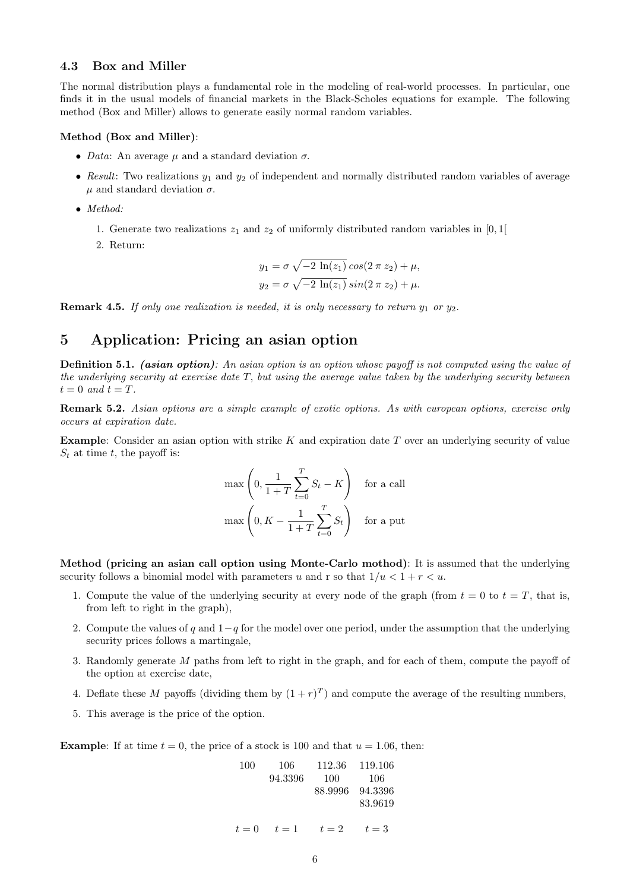### 4.3 Box and Miller

The normal distribution plays a fundamental role in the modeling of real-world processes. In particular, one finds it in the usual models of financial markets in the Black-Scholes equations for example. The following method (Box and Miller) allows to generate easily normal random variables.

**Method (Box and Miller)**:

- *Data*: An average $\mu$ and a standard deviation $\sigma$.
- *Result*: Two realizations $y_1$ and $y_2$ of independent and normally distributed random variables of average $\mu$ and standard deviation $\sigma$.
- *Method:*
  1. Generate two realizations $z_1$ and $z_2$ of uniformly distributed random variables in $[0, 1[$
  2. Return:

$$y_1 = \sigma \sqrt{-2 \ln(z_1)} \, cos(2 \pi z_2) + \mu,$$
$$y_2 = \sigma \sqrt{-2 \ln(z_1)} \, sin(2 \pi z_2) + \mu.$$

**Remark 4.5.** *If only one realization is needed, it is only necessary to return $y_1$ or $y_2$.*

## 5 Application: Pricing an asian option

**Definition 5.1.** ***(asian option)**: An asian option is an option whose payoff is not computed using the value of the underlying security at exercise date $T$, but using the average value taken by the underlying security between $t = 0$ and $t = T$.*

**Remark 5.2.** *Asian options are a simple example of exotic options. As with european options, exercise only occurs at expiration date.*

**Example**: Consider an asian option with strike $K$ and expiration date $T$ over an underlying security of value $S_t$ at time $t$, the payoff is:

$$\max\left(0, \frac{1}{1+T} \sum_{t=0}^{T} S_t - K\right) \quad \text{for a call}$$

$$\max\left(0, K - \frac{1}{1+T} \sum_{t=0}^{T} S_t\right) \quad \text{for a put}$$

**Method (pricing an asian call option using Monte-Carlo mothod)**: It is assumed that the underlying security follows a binomial model with parameters u and r so that $1/u < 1 + r < u$.

1. Compute the value of the underlying security at every node of the graph (from $t = 0$ to $t = T$, that is, from left to right in the graph),
2. Compute the values of $q$ and $1 - q$ for the model over one period, under the assumption that the underlying security prices follows a martingale,
3. Randomly generate $M$ paths from left to right in the graph, and for each of them, compute the payoff of the option at exercise date,
4. Deflate these $M$ payoffs (dividing them by $(1 + r)^T$) and compute the average of the resulting numbers,
5. This average is the price of the option.

**Example**: If at time $t = 0$, the price of a stock is 100 and that $u = 1.06$, then:

| $t = 0$ | $t = 1$ | $t = 2$ | $t = 3$ |
|---|---|---|---|
| 100 | 106 | 112.36 | 119.106 |
| | 94.3396 | 100 | 106 |
| | | 88.9996 | 94.3396 |
| | | | 83.9619 |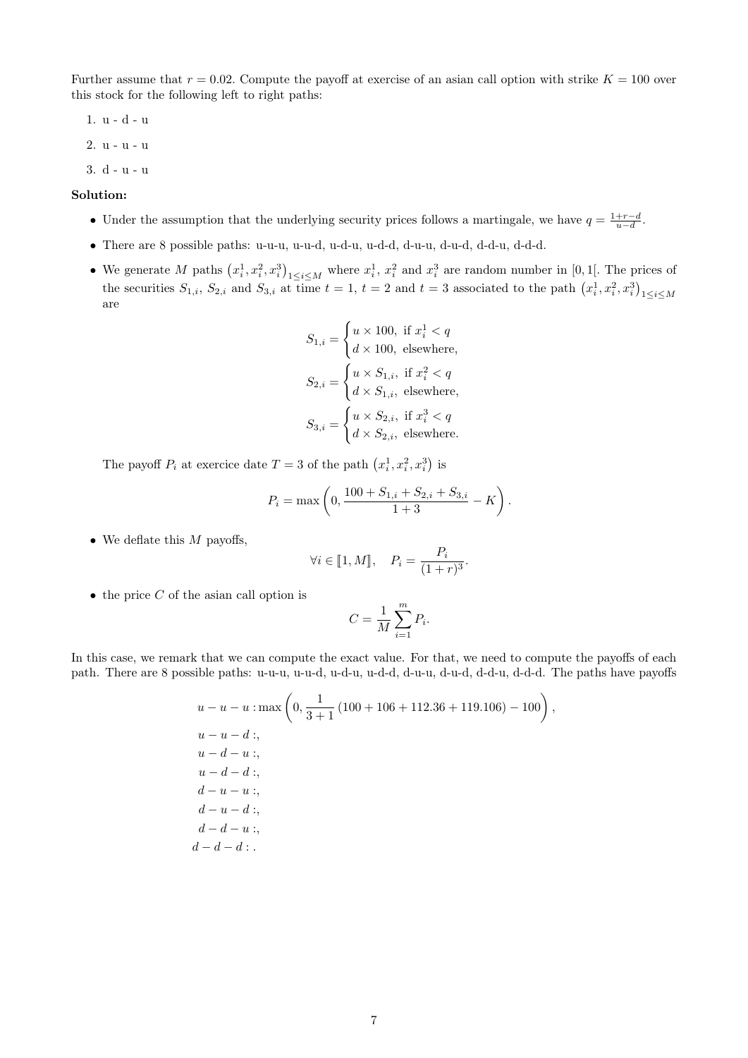Further assume that $r = 0.02$. Compute the payoff at exercise of an asian call option with strike $K = 100$ over this stock for the following left to right paths:

1. u - d - u
2. u - u - u
3. d - u - u

**Solution:**

- Under the assumption that the underlying security prices follows a martingale, we have $q = \frac{1+r-d}{u-d}$.
- There are 8 possible paths: u-u-u, u-u-d, u-d-u, u-d-d, d-u-u, d-u-d, d-d-u, d-d-d.
- We generate $M$ paths $\left(x_i^1, x_i^2, x_i^3\right)_{1 \leq i \leq M}$ where $x_i^1$, $x_i^2$ and $x_i^3$ are random number in $[0, 1[$. The prices of the securities $S_{1,i}$, $S_{2,i}$ and $S_{3,i}$ at time $t = 1$, $t = 2$ and $t = 3$ associated to the path $\left(x_i^1, x_i^2, x_i^3\right)_{1 \leq i \leq M}$ are

$$S_{1,i} = \begin{cases} u \times 100, & \text{if } x_i^1 < q \\ d \times 100, & \text{elsewhere,} \end{cases}$$

$$S_{2,i} = \begin{cases} u \times S_{1,i}, & \text{if } x_i^2 < q \\ d \times S_{1,i}, & \text{elsewhere,} \end{cases}$$

$$S_{3,i} = \begin{cases} u \times S_{2,i}, & \text{if } x_i^3 < q \\ d \times S_{2,i}, & \text{elsewhere.} \end{cases}$$

  The payoff $P_i$ at exercice date $T = 3$ of the path $\left(x_i^1, x_i^2, x_i^3\right)$ is

$$P_i = \max\left(0, \frac{100 + S_{1,i} + S_{2,i} + S_{3,i}}{1+3} - K\right).$$

- We deflate this $M$ payoffs,

$$\forall i \in [\![1, M]\!], \quad P_i = \frac{P_i}{(1+r)^3}.$$

- the price $C$ of the asian call option is

$$C = \frac{1}{M} \sum_{i=1}^{m} P_i.$$

In this case, we remark that we can compute the exact value. For that, we need to compute the payoffs of each path. There are 8 possible paths: u-u-u, u-u-d, u-d-u, u-d-d, d-u-u, d-u-d, d-d-u, d-d-d. The paths have payoffs

$$\begin{aligned}
u-u-u &: \max\left(0, \frac{1}{3+1}\left(100 + 106 + 112.36 + 119.106\right) - 100\right), \\
u-u-d &:, \\
u-d-u &:, \\
u-d-d &:, \\
d-u-u &:, \\
d-u-d &:, \\
d-d-u &:, \\
d-d-d &:.
\end{aligned}$$